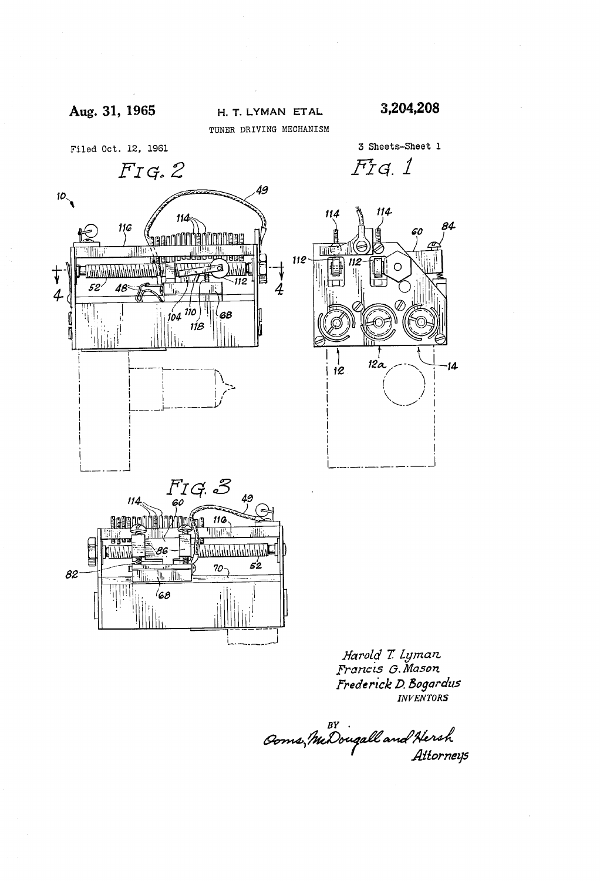Aug. 31, 1965

H. T. LYMAN ETAL

3,204,208

TUNER DRIVING MECHANISM

Filed Oct. 12, 1961

3 Sheets-Sheet 1

FIG. 2

FIG. 1

FIG. 3

Harold T. Lyman
Francis G. Mason
Frederick D. Bogardus
INVENTORS

BY
Poms, McDougall and Hersh
Attorneys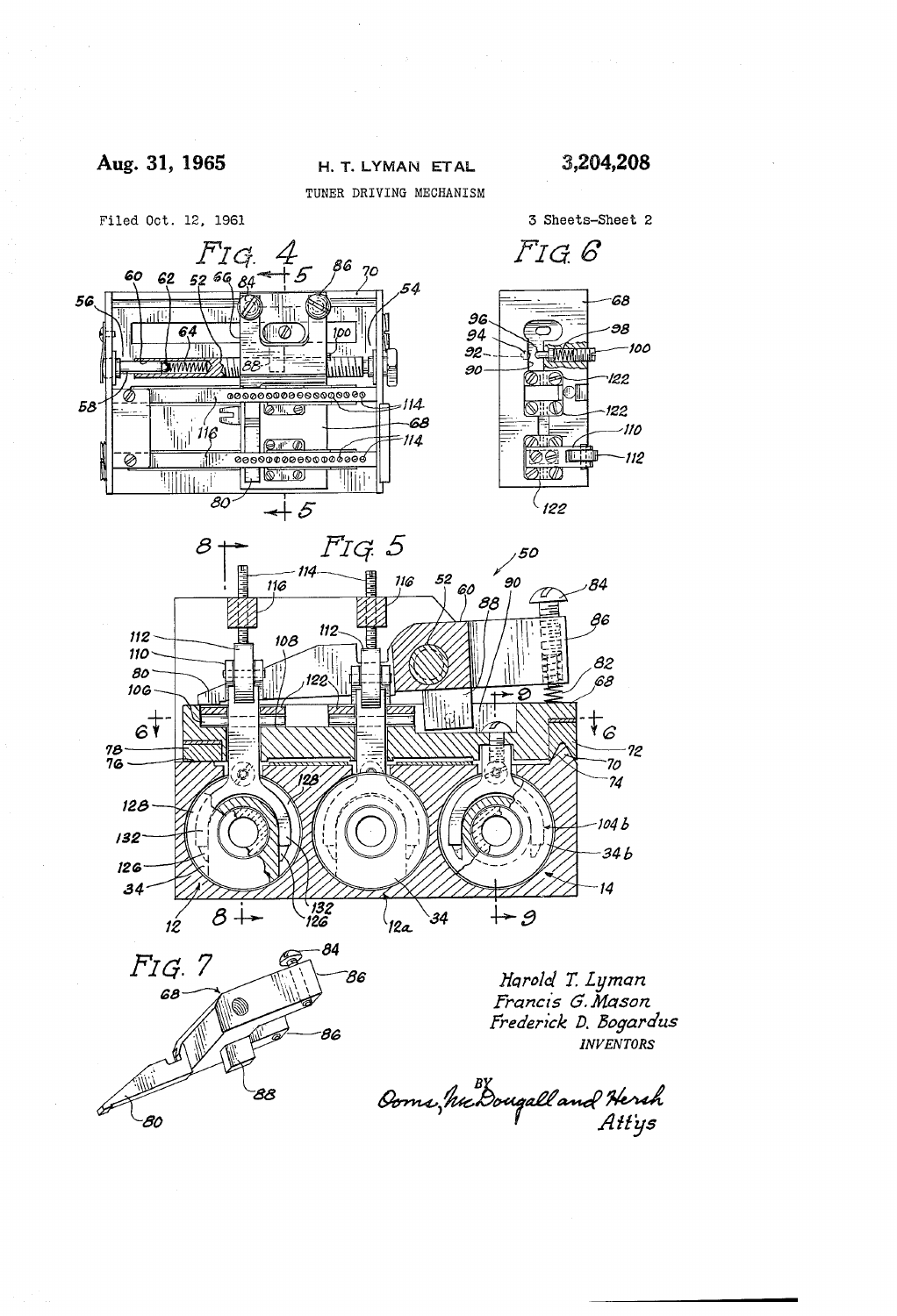Aug. 31, 1965 H. T. LYMAN ET AL 3,204,208

TUNER DRIVING MECHANISM

Filed Oct. 12, 1961 3 Sheets-Sheet 2

FIG. 4

FIG. 6

FIG. 5

FIG. 7

Harold T. Lyman
Francis G. Mason
Frederick D. Bogardus
INVENTORS

BY Dorn, McDougall and Hersh
Att'ys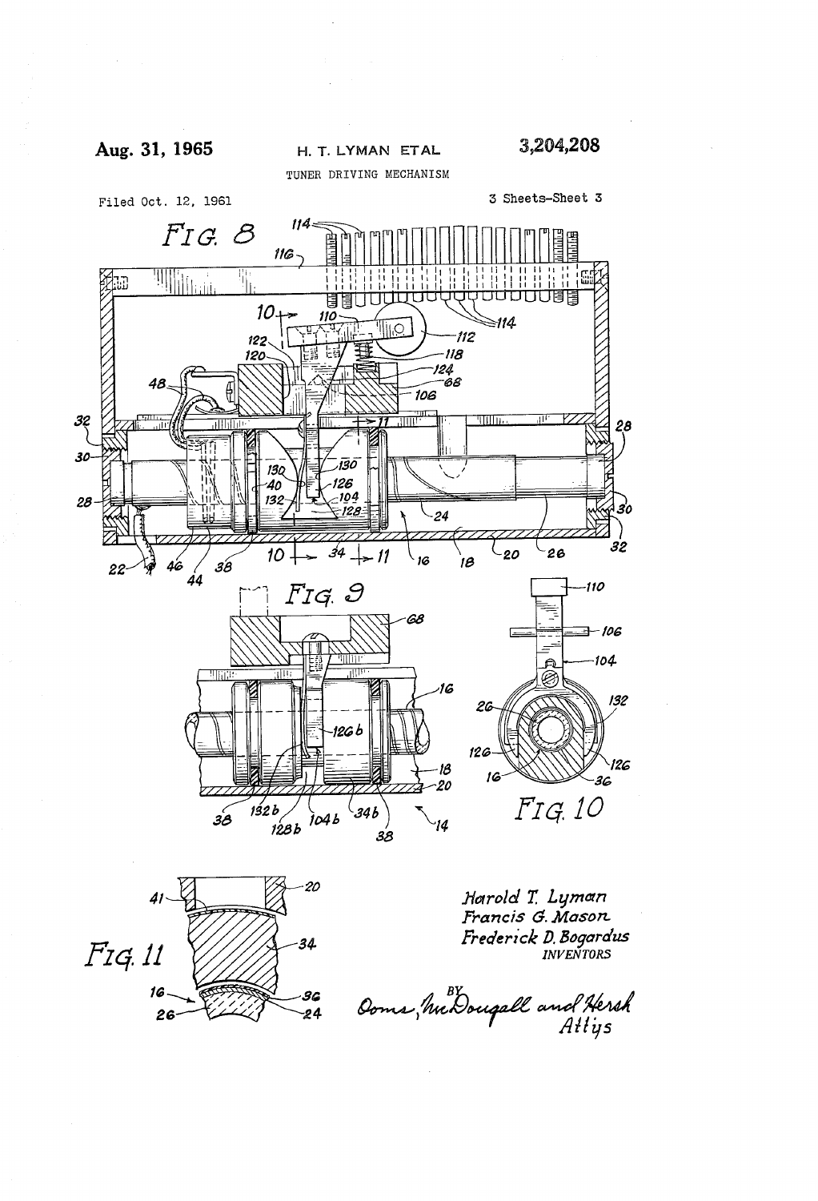Aug. 31, 1965 H. T. LYMAN ETAL 3,204,208

TUNER DRIVING MECHANISM

Filed Oct. 12, 1961 3 Sheets-Sheet 3

FIG. 8

FIG. 9

FIG. 10

FIG. 11

Harold T. Lyman
Francis G. Mason
Frederick D. Bogardus
INVENTORS

BY Ooms, McDougall and Hersh
Attys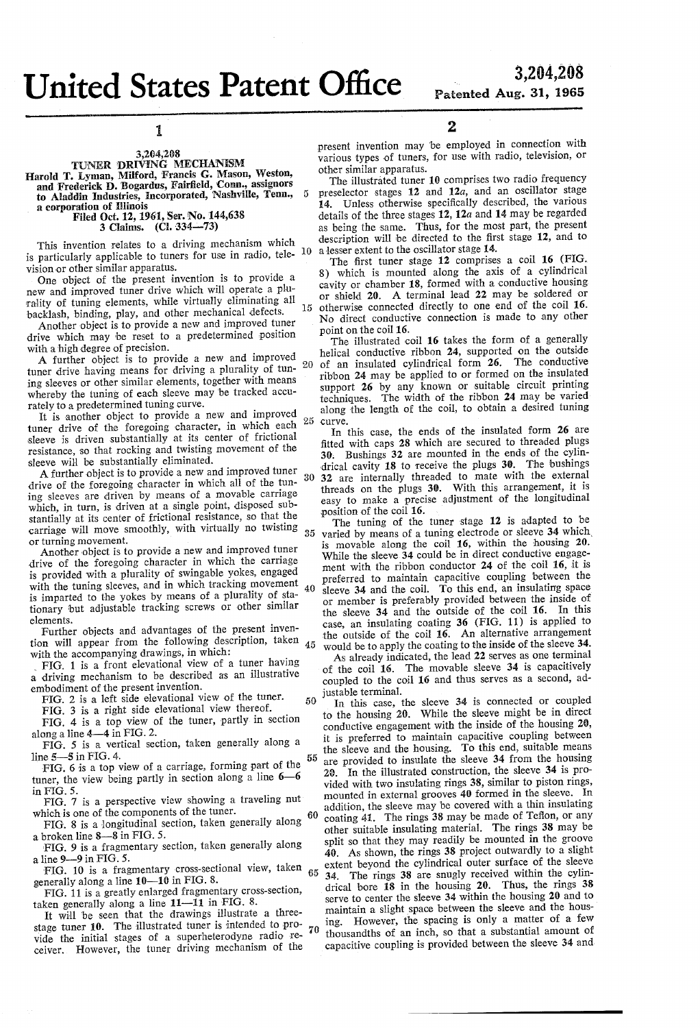# United States Patent Office

**3,204,208**
**Patented Aug. 31, 1965**

**3,204,208**
**TUNER DRIVING MECHANISM**
Harold T. Lyman, Milford, Francis G. Mason, Weston, and Frederick D. Bogardus, Fairfield, Conn., assignors to Aladdin Industries, Incorporated, Nashville, Tenn., a corporation of Illinois
Filed Oct. 12, 1961, Ser. No. 144,638
3 Claims. (Cl. 334—73)

This invention relates to a driving mechanism which is particularly applicable to tuners for use in radio, television or other similar apparatus.

One object of the present invention is to provide a new and improved tuner drive which will operate a plurality of tuning elements, while virtually eliminating all backlash, binding, play, and other mechanical defects.

Another object is to provide a new and improved tuner drive which may be reset to a predetermined position with a high degree of precision.

A further object is to provide a new and improved tuner drive having means for driving a plurality of tuning sleeves or other similar elements, together with means whereby the tuning of each sleeve may be tracked accurately to a predetermined tuning curve.

It is another object to provide a new and improved tuner drive of the foregoing character, in which each sleeve is driven substantially at its center of frictional resistance, so that rocking and twisting movement of the sleeve will be substantially eliminated.

A further object is to provide a new and improved tuner drive of the foregoing character in which all of the tuning sleeves are driven by means of a movable carriage which, in turn, is driven at a single point, disposed substantially at its center of frictional resistance, so that the carriage will move smoothly, with virtually no twisting or turning movement.

Another object is to provide a new and improved tuner drive of the foregoing character in which the carriage is provided with a plurality of swingable yokes, engaged with the tuning sleeves, and in which tracking movement is imparted to the yokes by means of a plurality of stationary but adjustable tracking screws or other similar elements.

Further objects and advantages of the present invention will appear from the following description, taken with the accompanying drawings, in which:

FIG. 1 is a front elevational view of a tuner having a driving mechanism to be described as an illustrative embodiment of the present invention.

FIG. 2 is a left side elevational view of the tuner.

FIG. 3 is a right side elevational view thereof.

FIG. 4 is a top view of the tuner, partly in section along a line 4—4 in FIG. 2.

FIG. 5 is a vertical section, taken generally along a line 5—5 in FIG. 4.

FIG. 6 is a top view of a carriage, forming part of the tuner, the view being partly in section along a line 6—6 in FIG. 5.

FIG. 7 is a perspective view showing a traveling nut which is one of the components of the tuner.

FIG. 8 is a longitudinal section, taken generally along a broken line 8—8 in FIG. 5.

FIG. 9 is a fragmentary section, taken generally along a line 9—9 in FIG. 5.

FIG. 10 is a fragmentary cross-sectional view, taken generally along a line 10—10 in FIG. 8.

FIG. 11 is a greatly enlarged fragmentary cross-section, taken generally along a line 11—11 in FIG. 8.

It will be seen that the drawings illustrate a three-stage tuner 10. The illustrated tuner is intended to provide the initial stages of a superheterodyne radio receiver. However, the tuner driving mechanism of the present invention may be employed in connection with various types of tuners, for use with radio, television, or other similar apparatus.

The illustrated tuner 10 comprises two radio frequency preselector stages 12 and 12*a*, and an oscillator stage 14. Unless otherwise specifically described, the various details of the three stages 12, 12*a* and 14 may be regarded as being the same. Thus, for the most part, the present description will be directed to the first stage 12, and to a lesser extent to the oscillator stage 14.

The first tuner stage 12 comprises a coil 16 (FIG. 8) which is mounted along the axis of a cylindrical cavity or chamber 18, formed with a conductive housing or shield 20. A terminal lead 22 may be soldered or otherwise connected directly to one end of the coil 16. No direct conductive connection is made to any other point on the coil 16.

The illustrated coil 16 takes the form of a generally helical conductive ribbon 24, supported on the outside of an insulated cylindrical form 26. The conductive ribbon 24 may be applied to or formed on the insulated support 26 by any known or suitable circuit printing techniques. The width of the ribbon 24 may be varied along the length of the coil, to obtain a desired tuning curve.

In this case, the ends of the insulated form 26 are fitted with caps 28 which are secured to threaded plugs 30. Bushings 32 are mounted in the ends of the cylindrical cavity 18 to receive the plugs 30. The bushings 32 are internally threaded to mate with the external threads on the plugs 30. With this arrangement, it is easy to make a precise adjustment of the longitudinal position of the coil 16.

The tuning of the tuner stage 12 is adapted to be varied by means of a tuning electrode or sleeve 34 which is movable along the coil 16, within the housing 20. While the sleeve 34 could be in direct conductive engagement with the ribbon conductor 24 of the coil 16, it is preferred to maintain capacitive coupling between the sleeve 34 and the coil. To this end, an insulating space or member is preferably provided between the inside of the sleeve 34 and the outside of the coil 16. In this case, an insulating coating 36 (FIG. 11) is applied to the outside of the coil 16. An alternative arrangement would be to apply the coating to the inside of the sleeve 34.

As already indicated, the lead 22 serves as one terminal of the coil 16. The movable sleeve 34 is capacitively coupled to the coil 16 and thus serves as a second, adjustable terminal.

In this case, the sleeve 34 is connected or coupled to the housing 20. While the sleeve might be in direct conductive engagement with the inside of the housing 20, it is preferred to maintain capacitive coupling between the sleeve and the housing. To this end, suitable means are provided to insulate the sleeve 34 from the housing 20. In the illustrated construction, the sleeve 34 is provided with two insulating rings 38, similar to piston rings, mounted in external grooves 40 formed in the sleeve. In addition, the sleeve may be covered with a thin insulating coating 41. The rings 38 may be made of Teflon, or any other suitable insulating material. The rings 38 may be split so that they may readily be mounted in the groove 40. As shown, the rings 38 project outwardly to a slight extent beyond the cylindrical outer surface of the sleeve 34. The rings 38 are snugly received within the cylindrical bore 18 in the housing 20. Thus, the rings 38 serve to center the sleeve 34 within the housing 20 and to maintain a slight space between the sleeve and the housing. However, the spacing is only a matter of a few thousandths of an inch, so that a substantial amount of capacitive coupling is provided between the sleeve 34 and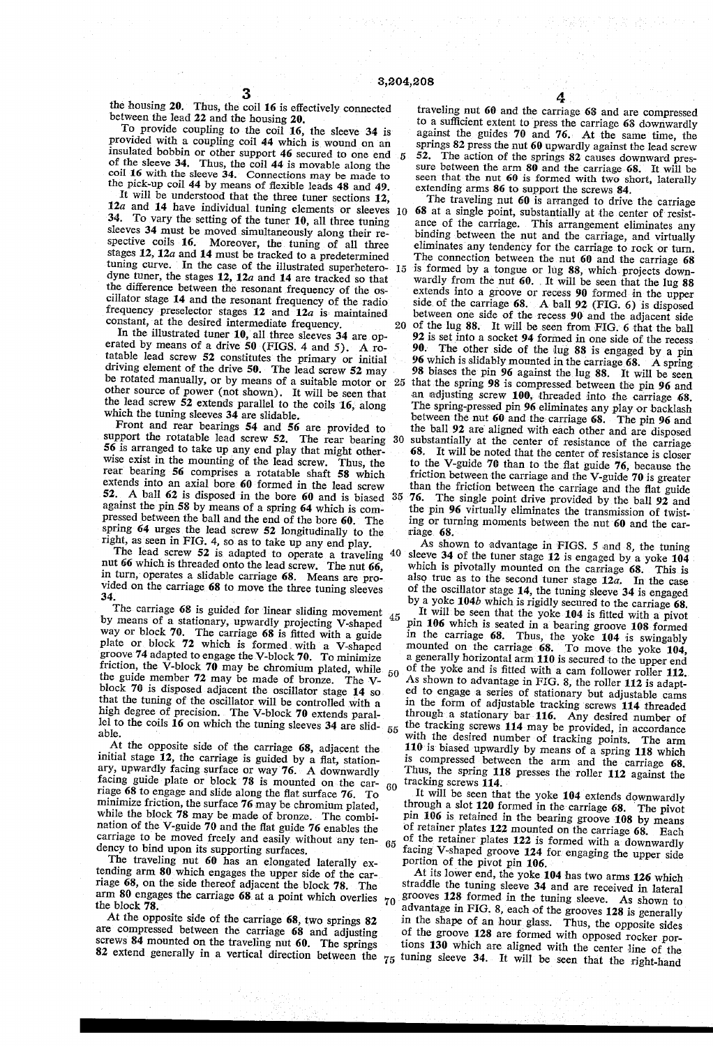the housing 20. Thus, the coil 16 is effectively connected between the lead 22 and the housing 20.

To provide coupling to the coil 16, the sleeve 34 is provided with a coupling coil 44 which is wound on an insulated bobbin or other support 46 secured to one end of the sleeve 34. Thus, the coil 44 is movable along the coil 16 with the sleeve 34. Connections may be made to the pick-up coil 44 by means of flexible leads 48 and 49.

It will be understood that the three tuner sections 12, 12a and 14 have individual tuning elements or sleeves 34. To vary the setting of the tuner 10, all three tuning sleeves 34 must be moved simultaneously along their respective coils 16. Moreover, the tuning of all three stages 12, 12a and 14 must be tracked to a predetermined tuning curve. In the case of the illustrated superheterodyne tuner, the stages 12, 12a and 14 are tracked so that the difference between the resonant frequency of the oscillator stage 14 and the resonant frequency of the radio frequency preselector stages 12 and 12a is maintained constant, at the desired intermediate frequency.

In the illustrated tuner 10, all three sleeves 34 are operated by means of a drive 50 (FIGS. 4 and 5). A rotatable lead screw 52 constitutes the primary or initial driving element of the drive 50. The lead screw 52 may be rotated manually, or by means of a suitable motor or other source of power (not shown). It will be seen that the lead screw 52 extends parallel to the coils 16, along which the tuning sleeves 34 are slidable.

Front and rear bearings 54 and 56 are provided to support the rotatable lead screw 52. The rear bearing 56 is arranged to take up any end play that might otherwise exist in the mounting of the lead screw. Thus, the rear bearing 56 comprises a rotatable shaft 58 which extends into an axial bore 60 formed in the lead screw 52. A ball 62 is disposed in the bore 60 and is biased against the pin 58 by means of a spring 64 which is compressed between the ball and the end of the bore 60. The spring 64 urges the lead screw 52 longitudinally to the right, as seen in FIG. 4, so as to take up any end play.

The lead screw 52 is adapted to operate a traveling nut 66 which is threaded onto the lead screw. The nut 66, in turn, operates a slidable carriage 68. Means are provided on the carriage 68 to move the three tuning sleeves 34.

The carriage 68 is guided for linear sliding movement by means of a stationary, upwardly projecting V-shaped way or block 70. The carriage 68 is fitted with a guide plate or block 72 which is formed with a V-shaped groove 74 adapted to engage the V-block 70. To minimize friction, the V-block 70 may be chromium plated, while the guide member 72 may be made of bronze. The V-block 70 is disposed adjacent the oscillator stage 14 so that the tuning of the oscillator will be controlled with a high degree of precision. The V-block 70 extends parallel to the coils 16 on which the tuning sleeves 34 are slidable.

At the opposite side of the carriage 68, adjacent the initial stage 12, the carriage is guided by a flat, stationary, upwardly facing surface or way 76. A downwardly facing guide plate or block 78 is mounted on the carriage 68 to engage and slide along the flat surface 76. To minimize friction, the surface 76 may be chromium plated, while the block 78 may be made of bronze. The combination of the V-guide 70 and the flat guide 76 enables the carriage to be moved freely and easily without any tendency to bind upon its supporting surfaces.

The traveling nut 60 has an elongated laterally extending arm 80 which engages the upper side of the carriage 68, on the side thereof adjacent the block 78. The arm 80 engages the carriage 68 at a point which overlies the block 78.

At the opposite side of the carriage 68, two springs 82 are compressed between the carriage 68 and adjusting screws 84 mounted on the traveling nut 60. The springs 82 extend generally in a vertical direction between the traveling nut 60 and the carriage 68 and are compressed to a sufficient extent to press the carriage 68 downwardly against the guides 70 and 76. At the same time, the springs 82 press the nut 60 upwardly against the lead screw 52. The action of the springs 82 causes downward pressure between the arm 80 and the carriage 68. It will be seen that the nut 60 is formed with two short, laterally extending arms 86 to support the screws 84.

The traveling nut 60 is arranged to drive the carriage 68 at a single point, substantially at the center of resistance of the carriage. This arrangement eliminates any binding between the nut and the carriage, and virtually eliminates any tendency for the carriage to rock or turn. The connection between the nut 60 and the carriage 68 is formed by a tongue or lug 88, which projects downwardly from the nut 60. It will be seen that the lug 88 extends into a groove or recess 90 formed in the upper side of the carriage 68. A ball 92 (FIG. 6) is disposed between one side of the recess 90 and the adjacent side of the lug 88. It will be seen from FIG. 6 that the ball 92 is set into a socket 94 formed in one side of the recess 90. The other side of the lug 88 is engaged by a pin 96 which is slidably mounted in the carriage 68. A spring 98 biases the pin 96 against the lug 88. It will be seen that the spring 98 is compressed between the pin 96 and an adjusting screw 100, threaded into the carriage 68. The spring-pressed pin 96 eliminates any play or backlash between the nut 60 and the carriage 68. The pin 96 and the ball 92 are aligned with each other and are disposed substantially at the center of resistance of the carriage 68. It will be noted that the center of resistance is closer to the V-guide 70 than to the flat guide 76, because the friction between the carriage and the V-guide 70 is greater than the friction between the carriage and the flat guide 76. The single point drive provided by the ball 92 and the pin 96 virtually eliminates the transmission of twisting or turning moments between the nut 60 and the carriage 68.

As shown to advantage in FIGS. 5 and 8, the tuning sleeve 34 of the tuner stage 12 is engaged by a yoke 104 which is pivotally mounted on the carriage 68. This is also true as to the second tuner stage 12a. In the case of the oscillator stage 14, the tuning sleeve 34 is engaged by a yoke 104b which is rigidly secured to the carriage 68.

It will be seen that the yoke 104 is fitted with a pivot pin 106 which is seated in a bearing groove 108 formed in the carriage 68. Thus, the yoke 104 is swingably mounted on the carriage 68. To move the yoke 104, a generally horizontal arm 110 is secured to the upper end of the yoke and is fitted with a cam follower roller 112. As shown to advantage in FIG. 8, the roller 112 is adapted to engage a series of stationary but adjustable cams in the form of adjustable tracking screws 114 threaded through a stationary bar 116. Any desired number of the tracking screws 114 may be provided, in accordance with the desired number of tracking points. The arm 110 is biased upwardly by means of a spring 118 which is compressed between the arm and the carriage 68. Thus, the spring 118 presses the roller 112 against the tracking screws 114.

It will be seen that the yoke 104 extends downwardly through a slot 120 formed in the carriage 68. The pivot pin 106 is retained in the bearing groove 108 by means of retainer plates 122 mounted on the carriage 68. Each of the retainer plates 122 is formed with a downwardly facing V-shaped groove 124 for engaging the upper side portion of the pivot pin 106.

At its lower end, the yoke 104 has two arms 126 which straddle the tuning sleeve 34 and are received in lateral grooves 128 formed in the tuning sleeve. As shown to advantage in FIG. 8, each of the grooves 128 is generally in the shape of an hour glass. Thus, the opposite sides of the groove 128 are formed with opposed rocker portions 130 which are aligned with the center line of the tuning sleeve 34. It will be seen that the right-hand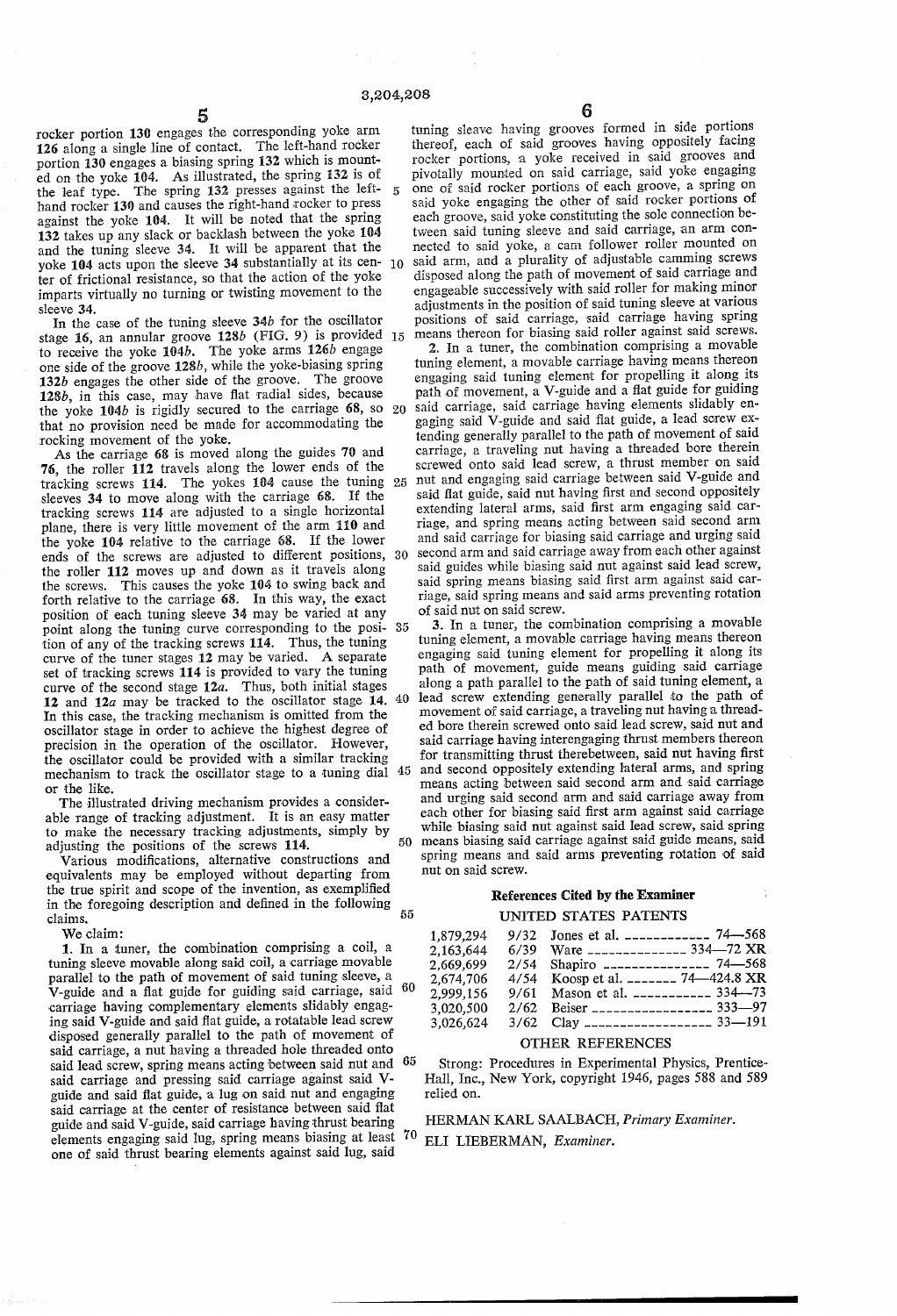rocker portion **130** engages the corresponding yoke arm **126** along a single line of contact. The left-hand rocker portion **130** engages a biasing spring **132** which is mounted on the yoke **104**. As illustrated, the spring **132** is of the leaf type. The spring **132** presses against the left-hand rocker **130** and causes the right-hand rocker to press against the yoke **104**. It will be noted that the spring **132** takes up any slack or backlash between the yoke **104** and the tuning sleeve **34**. It will be apparent that the yoke **104** acts upon the sleeve **34** substantially at its center of frictional resistance, so that the action of the yoke imparts virtually no turning or twisting movement to the sleeve **34**.

In the case of the tuning sleeve **34b** for the oscillator stage **16**, an annular groove **128b** (FIG. 9) is provided to receive the yoke **104b**. The yoke arms **126b** engage one side of the groove **128b**, while the yoke-biasing spring **132b** engages the other side of the groove. The groove **128b**, in this case, may have flat radial sides, because the yoke **104b** is rigidly secured to the carriage **68**, so that no provision need be made for accommodating the rocking movement of the yoke.

As the carriage **68** is moved along the guides **70** and **76**, the roller **112** travels along the lower ends of the tracking screws **114**. The yokes **104** cause the tuning sleeves **34** to move along with the carriage **68**. If the tracking screws **114** are adjusted to a single horizontal plane, there is very little movement of the arm **110** and the yoke **104** relative to the carriage **68**. If the lower ends of the screws are adjusted to different positions, the roller **112** moves up and down as it travels along the screws. This causes the yoke **104** to swing back and forth relative to the carriage **68**. In this way, the exact position of each tuning sleeve **34** may be varied at any point along the tuning curve corresponding to the position of any of the tracking screws **114**. Thus, the tuning curve of the tuner stages **12** may be varied. A separate set of tracking screws **114** is provided to vary the tuning curve of the second stage **12a**. Thus, both initial stages **12** and **12a** may be tracked to the oscillator stage **14**. In this case, the tracking mechanism is omitted from the oscillator stage in order to achieve the highest degree of precision in the operation of the oscillator. However, the oscillator could be provided with a similar tracking mechanism to track the oscillator stage to a tuning dial or the like.

The illustrated driving mechanism provides a considerable range of tracking adjustment. It is an easy matter to make the necessary tracking adjustments, simply by adjusting the positions of the screws **114**.

Various modifications, alternative constructions and equivalents may be employed without departing from the true spirit and scope of the invention, as exemplified in the foregoing description and defined in the following claims.

We claim:

1. In a tuner, the combination comprising a coil, a tuning sleeve movable along said coil, a carriage movable parallel to the path of movement of said tuning sleeve, a V-guide and a flat guide for guiding said carriage, said carriage having complementary elements slidably engaging said V-guide and said flat guide, a rotatable lead screw disposed generally parallel to the path of movement of said carriage, a nut having a threaded hole threaded onto said lead screw, spring means acting between said nut and said carriage and pressing said carriage against said V-guide and said flat guide, a lug on said nut and engaging said carriage at the center of resistance between said flat guide and said V-guide, said carriage having thrust bearing elements engaging said lug, spring means biasing at least one of said thrust bearing elements against said lug, said tuning sleave having grooves formed in side portions thereof, each of said grooves having oppositely facing rocker portions, a yoke received in said grooves and pivotally mounted on said carriage, said yoke engaging one of said rocker portions of each groove, a spring on said yoke engaging the other of said rocker portions of each groove, said yoke constituting the sole connection between said tuning sleeve and said carriage, an arm connected to said yoke, a cam follower roller mounted on said arm, and a plurality of adjustable camming screws disposed along the path of movement of said carriage and engageable successively with said roller for making minor adjustments in the position of said tuning sleeve at various positions of said carriage, said carriage having spring means thereon for biasing said roller against said screws.

2. In a tuner, the combination comprising a movable tuning element, a movable carriage having means thereon engaging said tuning element for propelling it along its path of movement, a V-guide and a flat guide for guiding said carriage, said carriage having elements slidably engaging said V-guide and said flat guide, a lead screw extending generally parallel to the path of movement of said carriage, a traveling nut having a threaded bore therein screwed onto said lead screw, a thrust member on said nut and engaging said carriage between said V-guide and said flat guide, said nut having first and second oppositely extending lateral arms, said first arm engaging said carriage, and spring means acting between said second arm and said carriage for biasing said carriage and urging said second arm and said carriage away from each other against said guides while biasing said nut against said lead screw, said spring means biasing said first arm against said carriage, said spring means and said arms preventing rotation of said nut on said screw.

3. In a tuner, the combination comprising a movable tuning element, a movable carriage having means thereon engaging said tuning element for propelling it along its path of movement, guide means guiding said carriage along a path parallel to the path of said tuning element, a lead screw extending generally parallel to the path of movement of said carriage, a traveling nut having a threaded bore therein screwed onto said lead screw, said nut and said carriage having interengaging thrust members thereon for transmitting thrust therebetween, said nut having first and second oppositely extending lateral arms, and spring means acting between said second arm and said carriage and urging said second arm and said carriage away from each other for biasing said first arm against said carriage while biasing said nut against said lead screw, said spring means biasing said carriage against said guide means, said spring means and said arms preventing rotation of said nut on said screw.

## References Cited by the Examiner

UNITED STATES PATENTS

| | | | |
|---|---|---|---|
| 1,879,294 | 9/32 | Jones et al. | 74—568 |
| 2,163,644 | 6/39 | Ware | 334—72 XR |
| 2,669,699 | 2/54 | Shapiro | 74—568 |
| 2,674,706 | 4/54 | Koosp et al. | 74—424.8 XR |
| 2,999,156 | 9/61 | Mason et al. | 334—73 |
| 3,020,500 | 2/62 | Beiser | 333—97 |
| 3,026,624 | 3/62 | Clay | 33—191 |

OTHER REFERENCES

Strong: Procedures in Experimental Physics, Prentice-Hall, Inc., New York, copyright 1946, pages 588 and 589 relied on.

HERMAN KARL SAALBACH, *Primary Examiner.*

ELI LIEBERMAN, *Examiner.*